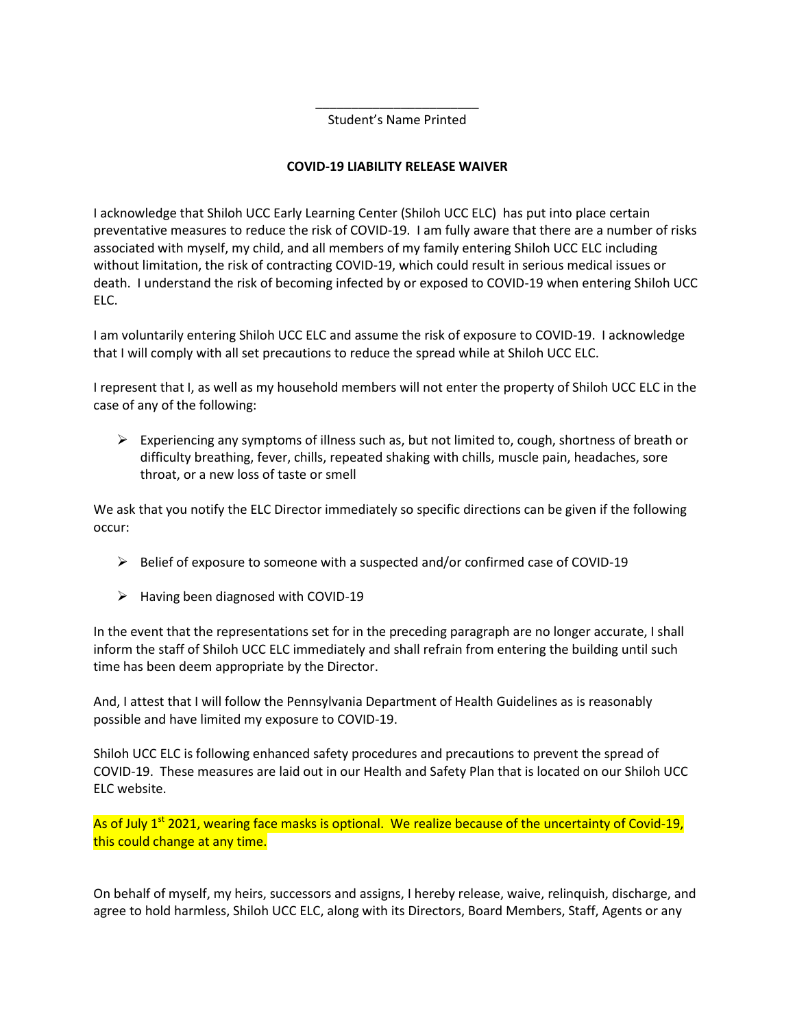\_\_\_\_\_\_\_\_\_\_\_\_\_\_\_\_\_\_\_\_\_\_\_

Student's Name Printed

**COVID-19 LIABILITY RELEASE WAIVER**

I acknowledge that Shiloh UCC Early Learning Center (Shiloh UCC ELC) has put into place certain preventative measures to reduce the risk of COVID-19. I am fully aware that there are a number of risks associated with myself, my child, and all members of my family entering Shiloh UCC ELC including without limitation, the risk of contracting COVID-19, which could result in serious medical issues or death. I understand the risk of becoming infected by or exposed to COVID-19 when entering Shiloh UCC ELC.

I am voluntarily entering Shiloh UCC ELC and assume the risk of exposure to COVID-19. I acknowledge that I will comply with all set precautions to reduce the spread while at Shiloh UCC ELC.

I represent that I, as well as my household members will not enter the property of Shiloh UCC ELC in the case of any of the following:

- Experiencing any symptoms of illness such as, but not limited to, cough, shortness of breath or difficulty breathing, fever, chills, repeated shaking with chills, muscle pain, headaches, sore throat, or a new loss of taste or smell

We ask that you notify the ELC Director immediately so specific directions can be given if the following occur:

- Belief of exposure to someone with a suspected and/or confirmed case of COVID-19
- Having been diagnosed with COVID-19

In the event that the representations set for in the preceding paragraph are no longer accurate, I shall inform the staff of Shiloh UCC ELC immediately and shall refrain from entering the building until such time has been deem appropriate by the Director.

And, I attest that I will follow the Pennsylvania Department of Health Guidelines as is reasonably possible and have limited my exposure to COVID-19.

Shiloh UCC ELC is following enhanced safety procedures and precautions to prevent the spread of COVID-19. These measures are laid out in our Health and Safety Plan that is located on our Shiloh UCC ELC website.

As of July 1st 2021, wearing face masks is optional. We realize because of the uncertainty of Covid-19, this could change at any time.

On behalf of myself, my heirs, successors and assigns, I hereby release, waive, relinquish, discharge, and agree to hold harmless, Shiloh UCC ELC, along with its Directors, Board Members, Staff, Agents or any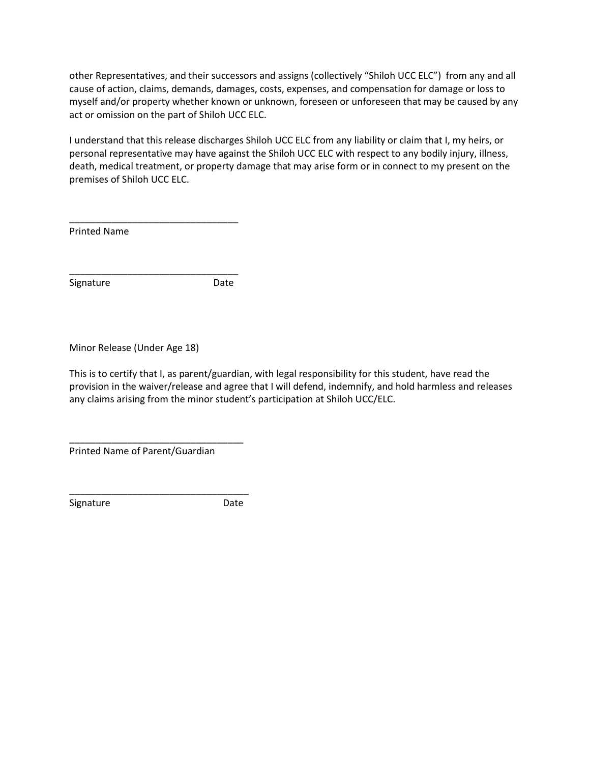other Representatives, and their successors and assigns (collectively "Shiloh UCC ELC") from any and all cause of action, claims, demands, damages, costs, expenses, and compensation for damage or loss to myself and/or property whether known or unknown, foreseen or unforeseen that may be caused by any act or omission on the part of Shiloh UCC ELC.

I understand that this release discharges Shiloh UCC ELC from any liability or claim that I, my heirs, or personal representative may have against the Shiloh UCC ELC with respect to any bodily injury, illness, death, medical treatment, or property damage that may arise form or in connect to my present on the premises of Shiloh UCC ELC.

________________________________
Printed Name

________________________________
Signature                              Date

Minor Release (Under Age 18)

This is to certify that I, as parent/guardian, with legal responsibility for this student, have read the provision in the waiver/release and agree that I will defend, indemnify, and hold harmless and releases any claims arising from the minor student's participation at Shiloh UCC/ELC.

_________________________________
Printed Name of Parent/Guardian

__________________________________
Signature                              Date